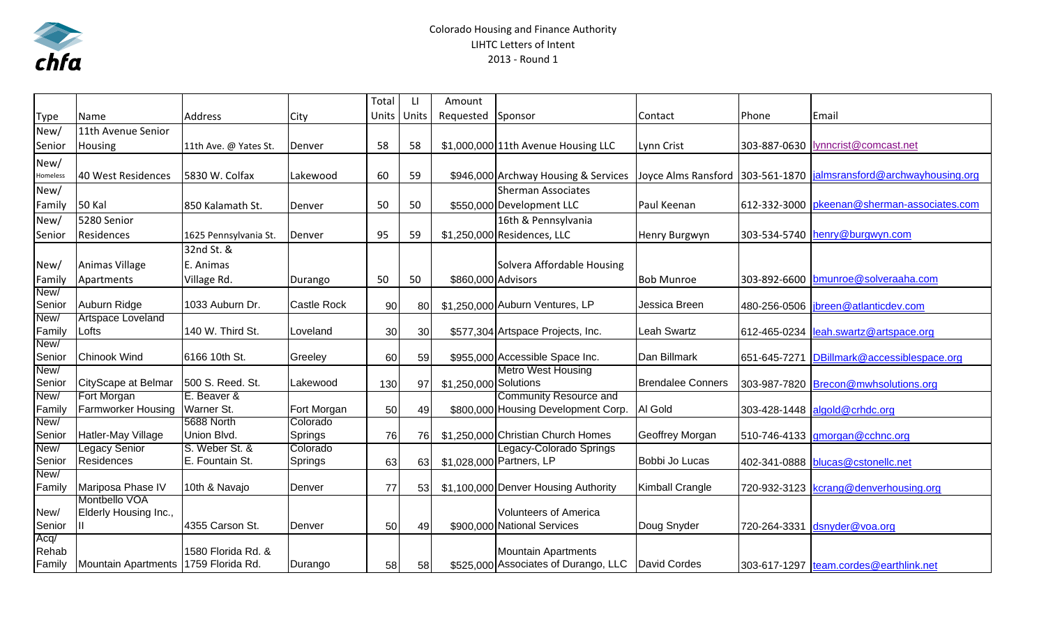# Colorado Housing and Finance Authority

## LIHTC Letters of Intent

### 2013 - Round 1

| Type | Name | Address | City | Total Units | LI Units | Amount Requested | Sponsor | Contact | Phone | Email |
|---|---|---|---|---|---|---|---|---|---|---|
| New/ Senior | 11th Avenue Senior Housing | 11th Ave. @ Yates St. | Denver | 58 | 58 | $1,000,000 | 11th Avenue Housing LLC | Lynn Crist | 303-887-0630 | lynncrist@comcast.net |
| New/ Homeless | 40 West Residences | 5830 W. Colfax | Lakewood | 60 | 59 | $946,000 | Archway Housing & Services | Joyce Alms Ransford | 303-561-1870 | jalmsransford@archwayhousing.org |
| New/ Family | 50 Kal | 850 Kalamath St. | Denver | 50 | 50 | $550,000 | Sherman Associates Development LLC | Paul Keenan | 612-332-3000 | pkeenan@sherman-associates.com |
| New/ Senior | 5280 Senior Residences | 1625 Pennsylvania St. | Denver | 95 | 59 | $1,250,000 | 16th & Pennsylvania Residences, LLC | Henry Burgwyn | 303-534-5740 | henry@burgwyn.com |
| New/ Family | Animas Village Apartments | 32nd St. & E. Animas Village Rd. | Durango | 50 | 50 | $860,000 | Solvera Affordable Housing Advisors | Bob Munroe | 303-892-6600 | bmunroe@solveraaha.com |
| New/ Senior | Auburn Ridge | 1033 Auburn Dr. | Castle Rock | 90 | 80 | $1,250,000 | Auburn Ventures, LP | Jessica Breen | 480-256-0506 | jbreen@atlanticdev.com |
| New/ Family | Artspace Loveland Lofts | 140 W. Third St. | Loveland | 30 | 30 | $577,304 | Artspace Projects, Inc. | Leah Swartz | 612-465-0234 | leah.swartz@artspace.org |
| New/ Senior | Chinook Wind | 6166 10th St. | Greeley | 60 | 59 | $955,000 | Accessible Space Inc. | Dan Billmark | 651-645-7271 | DBillmark@accessiblespace.org |
| New/ Senior | CityScape at Belmar | 500 S. Reed. St. | Lakewood | 130 | 97 | $1,250,000 | Metro West Housing Solutions | Brendalee Conners | 303-987-7820 | Brecon@mwhsolutions.org |
| New/ Family | Fort Morgan Farmworker Housing | E. Beaver & Warner St. | Fort Morgan | 50 | 49 | $800,000 | Community Resource and Housing Development Corp. | Al Gold | 303-428-1448 | algold@crhdc.org |
| New/ Senior | Hatler-May Village | 5688 North Union Blvd. | Colorado Springs | 76 | 76 | $1,250,000 | Christian Church Homes | Geoffrey Morgan | 510-746-4133 | gmorgan@cchnc.org |
| New/ Senior | Legacy Senior Residences | S. Weber St. & E. Fountain St. | Colorado Springs | 63 | 63 | $1,028,000 | Legacy-Colorado Springs Partners, LP | Bobbi Jo Lucas | 402-341-0888 | blucas@cstonellc.net |
| New/ Family | Mariposa Phase IV | 10th & Navajo | Denver | 77 | 53 | $1,100,000 | Denver Housing Authority | Kimball Crangle | 720-932-3123 | kcrang@denverhousing.org |
| New/ Senior | Montbello VOA Elderly Housing Inc., II | 4355 Carson St. | Denver | 50 | 49 | $900,000 | Volunteers of America National Services | Doug Snyder | 720-264-3331 | dsnyder@voa.org |
| Acq/ Rehab Family | Mountain Apartments | 1580 Florida Rd. & 1759 Florida Rd. | Durango | 58 | 58 | $525,000 | Mountain Apartments Associates of Durango, LLC | David Cordes | 303-617-1297 | team.cordes@earthlink.net |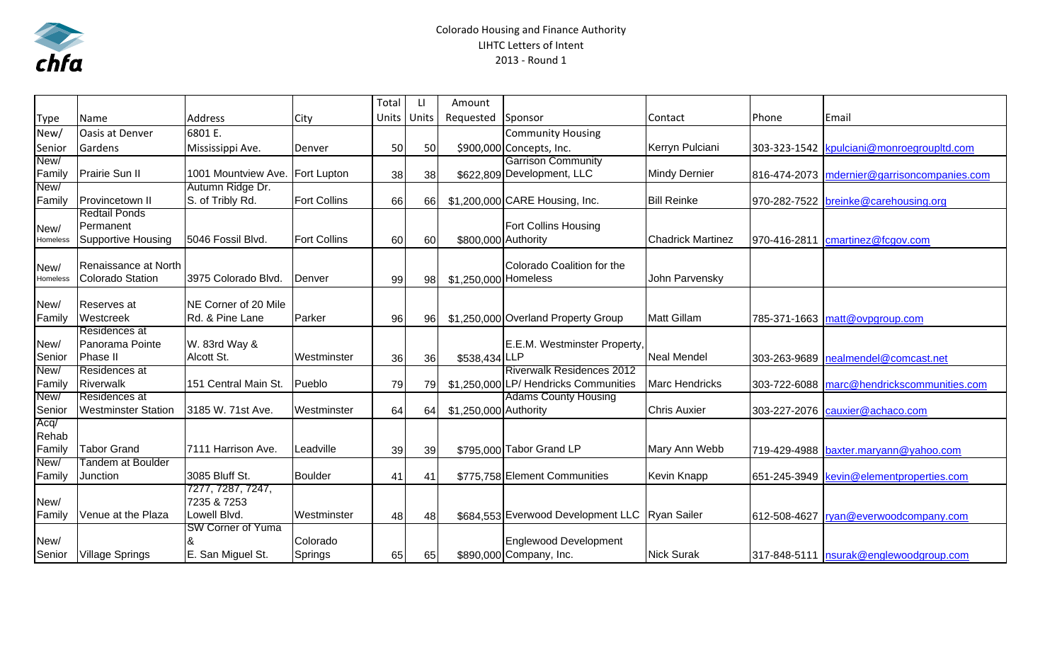Colorado Housing and Finance Authority
LIHTC Letters of Intent
2013 - Round 1

| Type | Name | Address | City | Total Units | LI Units | Amount Requested | Sponsor | Contact | Phone | Email |
|---|---|---|---|---|---|---|---|---|---|---|
| New/ Senior | Oasis at Denver Gardens | 6801 E. Mississippi Ave. | Denver | 50 | 50 | $900,000 | Community Housing Concepts, Inc. | Kerryn Pulciani | 303-323-1542 | kpulciani@monroegroupltd.com |
| New/ Family | Prairie Sun II | 1001 Mountview Ave. | Fort Lupton | 38 | 38 | $622,809 | Garrison Community Development, LLC | Mindy Dernier | 816-474-2073 | mdernier@garrisoncompanies.com |
| New/ Family | Provincetown II | Autumn Ridge Dr. S. of Tribly Rd. | Fort Collins | 66 | 66 | $1,200,000 | CARE Housing, Inc. | Bill Reinke | 970-282-7522 | breinke@carehousing.org |
| New/ Homeless | Redtail Ponds Permanent Supportive Housing | 5046 Fossil Blvd. | Fort Collins | 60 | 60 | $800,000 | Fort Collins Housing Authority | Chadrick Martinez | 970-416-2811 | cmartinez@fcgov.com |
| New/ Homeless | Renaissance at North Colorado Station | 3975 Colorado Blvd. | Denver | 99 | 98 | $1,250,000 | Colorado Coalition for the Homeless | John Parvensky | | |
| New/ Family | Reserves at Westcreek | NE Corner of 20 Mile Rd. & Pine Lane | Parker | 96 | 96 | $1,250,000 | Overland Property Group | Matt Gillam | 785-371-1663 | matt@ovpgroup.com |
| New/ Senior | Residences at Panorama Pointe Phase II | W. 83rd Way & Alcott St. | Westminster | 36 | 36 | $538,434 | E.E.M. Westminster Property, LLP | Neal Mendel | 303-263-9689 | nealmendel@comcast.net |
| New/ Family | Residences at Riverwalk | 151 Central Main St. | Pueblo | 79 | 79 | $1,250,000 | Riverwalk Residences 2012 LP/ Hendricks Communities | Marc Hendricks | 303-722-6088 | marc@hendrickscommunities.com |
| New/ Senior | Residences at Westminster Station | 3185 W. 71st Ave. | Westminster | 64 | 64 | $1,250,000 | Adams County Housing Authority | Chris Auxier | 303-227-2076 | cauxier@achaco.com |
| Acq/ Rehab Family | Tabor Grand | 7111 Harrison Ave. | Leadville | 39 | 39 | $795,000 | Tabor Grand LP | Mary Ann Webb | 719-429-4988 | baxter.maryann@yahoo.com |
| New/ Family | Tandem at Boulder Junction | 3085 Bluff St. | Boulder | 41 | 41 | $775,758 | Element Communities | Kevin Knapp | 651-245-3949 | kevin@elementproperties.com |
| New/ Family | Venue at the Plaza | 7277, 7287, 7247, 7235 & 7253 Lowell Blvd. | Westminster | 48 | 48 | $684,553 | Everwood Development LLC | Ryan Sailer | 612-508-4627 | ryan@everwoodcompany.com |
| New/ Senior | Village Springs | SW Corner of Yuma & E. San Miguel St. | Colorado Springs | 65 | 65 | $890,000 | Englewood Development Company, Inc. | Nick Surak | 317-848-5111 | nsurak@englewoodgroup.com |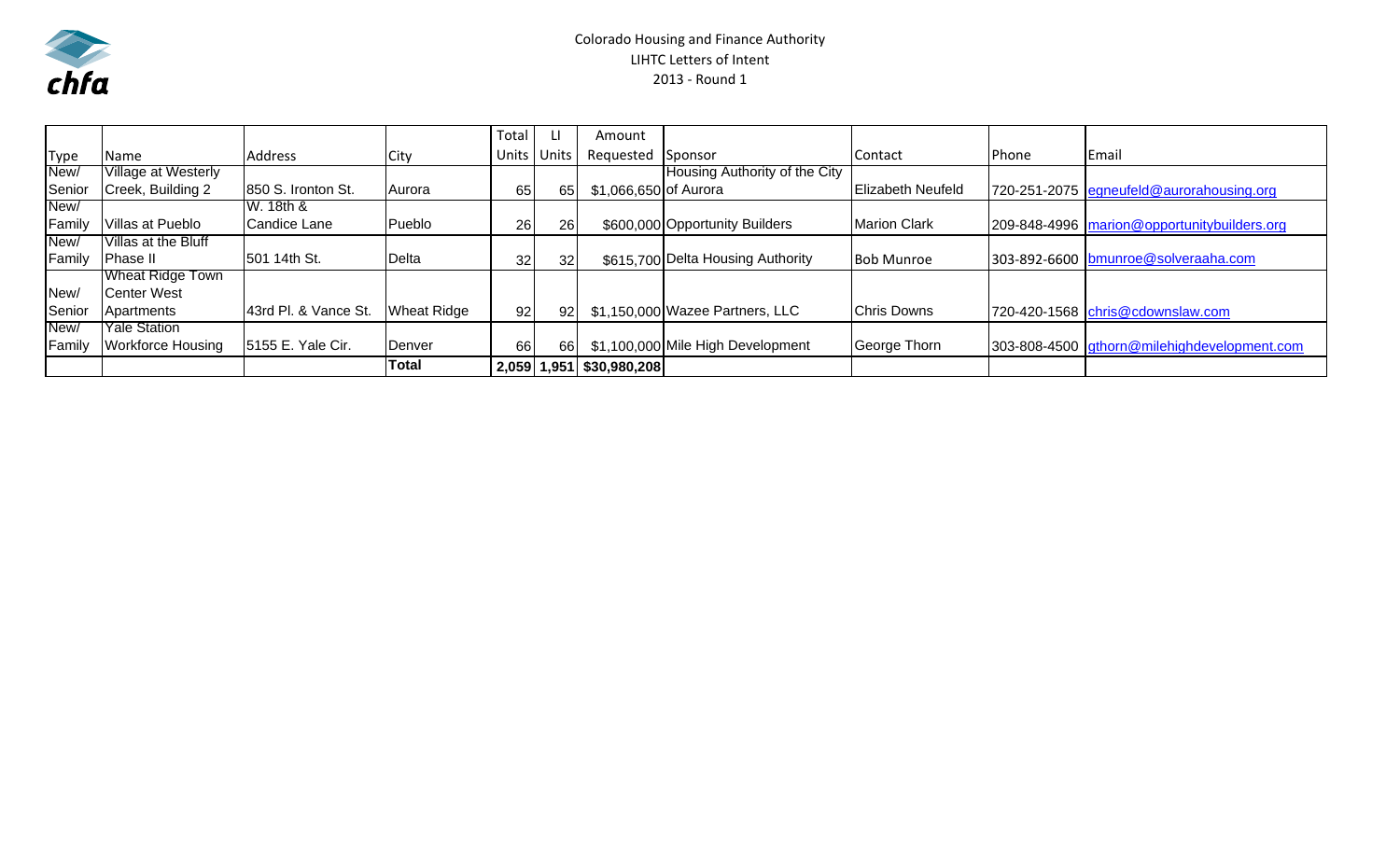Colorado Housing and Finance Authority
LIHTC Letters of Intent
2013 - Round 1

| Type | Name | Address | City | Total Units | LI Units | Amount Requested | Sponsor | Contact | Phone | Email |
|---|---|---|---|---|---|---|---|---|---|---|
| New/ Senior | Village at Westerly Creek, Building 2 | 850 S. Ironton St. | Aurora | 65 | 65 | $1,066,650 | Housing Authority of the City of Aurora | Elizabeth Neufeld | 720-251-2075 | egneufeld@aurorahousing.org |
| New/ Family | Villas at Pueblo | W. 18th & Candice Lane | Pueblo | 26 | 26 | $600,000 | Opportunity Builders | Marion Clark | 209-848-4996 | marion@opportunitybuilders.org |
| New/ Family | Villas at the Bluff Phase II | 501 14th St. | Delta | 32 | 32 | $615,700 | Delta Housing Authority | Bob Munroe | 303-892-6600 | bmunroe@solveraaha.com |
| New/ Senior | Wheat Ridge Town Center West Apartments | 43rd Pl. & Vance St. | Wheat Ridge | 92 | 92 | $1,150,000 | Wazee Partners, LLC | Chris Downs | 720-420-1568 | chris@cdownslaw.com |
| New/ Family | Yale Station Workforce Housing | 5155 E. Yale Cir. | Denver | 66 | 66 | $1,100,000 | Mile High Development | George Thorn | 303-808-4500 | gthorn@milehighdevelopment.com |
| | | | **Total** | **2,059** | **1,951** | **$30,980,208** | | | | |